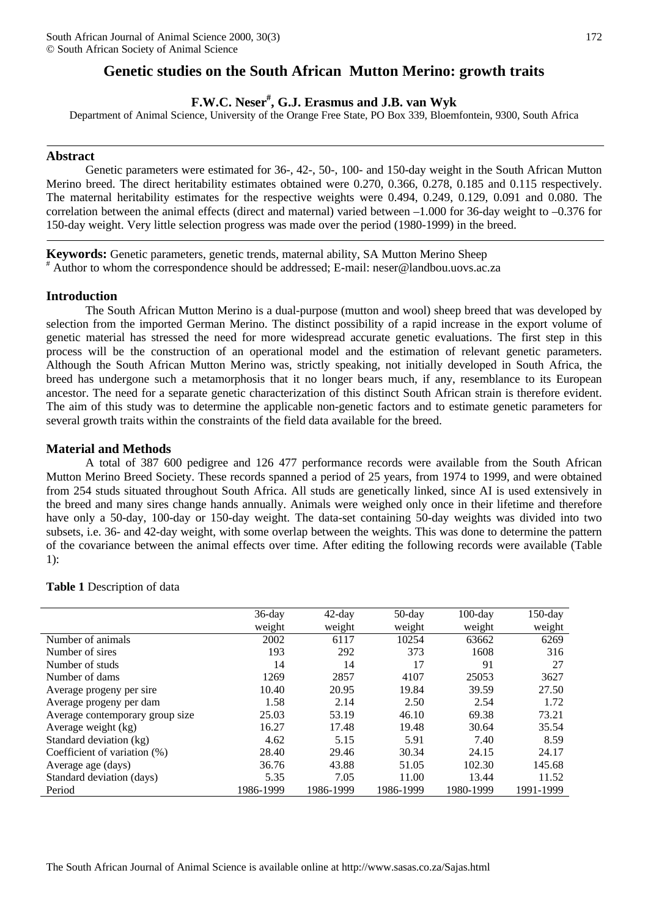# Genetic studies on the South African Mutton Merino: growth traits

**F.W.C. Neser[#], G.J. Erasmus and J.B. van Wyk**

Department of Animal Science, University of the Orange Free State, PO Box 339, Bloemfontein, 9300, South Africa

## Abstract

Genetic parameters were estimated for 36-, 42-, 50-, 100- and 150-day weight in the South African Mutton Merino breed. The direct heritability estimates obtained were 0.270, 0.366, 0.278, 0.185 and 0.115 respectively. The maternal heritability estimates for the respective weights were 0.494, 0.249, 0.129, 0.091 and 0.080. The correlation between the animal effects (direct and maternal) varied between –1.000 for 36-day weight to –0.376 for 150-day weight. Very little selection progress was made over the period (1980-1999) in the breed.

**Keywords:** Genetic parameters, genetic trends, maternal ability, SA Mutton Merino Sheep

[#] Author to whom the correspondence should be addressed; E-mail: neser@landbou.uovs.ac.za

## Introduction

The South African Mutton Merino is a dual-purpose (mutton and wool) sheep breed that was developed by selection from the imported German Merino. The distinct possibility of a rapid increase in the export volume of genetic material has stressed the need for more widespread accurate genetic evaluations. The first step in this process will be the construction of an operational model and the estimation of relevant genetic parameters. Although the South African Mutton Merino was, strictly speaking, not initially developed in South Africa, the breed has undergone such a metamorphosis that it no longer bears much, if any, resemblance to its European ancestor. The need for a separate genetic characterization of this distinct South African strain is therefore evident. The aim of this study was to determine the applicable non-genetic factors and to estimate genetic parameters for several growth traits within the constraints of the field data available for the breed.

## Material and Methods

A total of 387 600 pedigree and 126 477 performance records were available from the South African Mutton Merino Breed Society. These records spanned a period of 25 years, from 1974 to 1999, and were obtained from 254 studs situated throughout South Africa. All studs are genetically linked, since AI is used extensively in the breed and many sires change hands annually. Animals were weighed only once in their lifetime and therefore have only a 50-day, 100-day or 150-day weight. The data-set containing 50-day weights was divided into two subsets, i.e. 36- and 42-day weight, with some overlap between the weights. This was done to determine the pattern of the covariance between the animal effects over time. After editing the following records were available (Table 1):

**Table 1** Description of data

| | 36-day weight | 42-day weight | 50-day weight | 100-day weight | 150-day weight |
|---|---|---|---|---|---|
| Number of animals | 2002 | 6117 | 10254 | 63662 | 6269 |
| Number of sires | 193 | 292 | 373 | 1608 | 316 |
| Number of studs | 14 | 14 | 17 | 91 | 27 |
| Number of dams | 1269 | 2857 | 4107 | 25053 | 3627 |
| Average progeny per sire | 10.40 | 20.95 | 19.84 | 39.59 | 27.50 |
| Average progeny per dam | 1.58 | 2.14 | 2.50 | 2.54 | 1.72 |
| Average contemporary group size | 25.03 | 53.19 | 46.10 | 69.38 | 73.21 |
| Average weight (kg) | 16.27 | 17.48 | 19.48 | 30.64 | 35.54 |
| Standard deviation (kg) | 4.62 | 5.15 | 5.91 | 7.40 | 8.59 |
| Coefficient of variation (%) | 28.40 | 29.46 | 30.34 | 24.15 | 24.17 |
| Average age (days) | 36.76 | 43.88 | 51.05 | 102.30 | 145.68 |
| Standard deviation (days) | 5.35 | 7.05 | 11.00 | 13.44 | 11.52 |
| Period | 1986-1999 | 1986-1999 | 1986-1999 | 1980-1999 | 1991-1999 |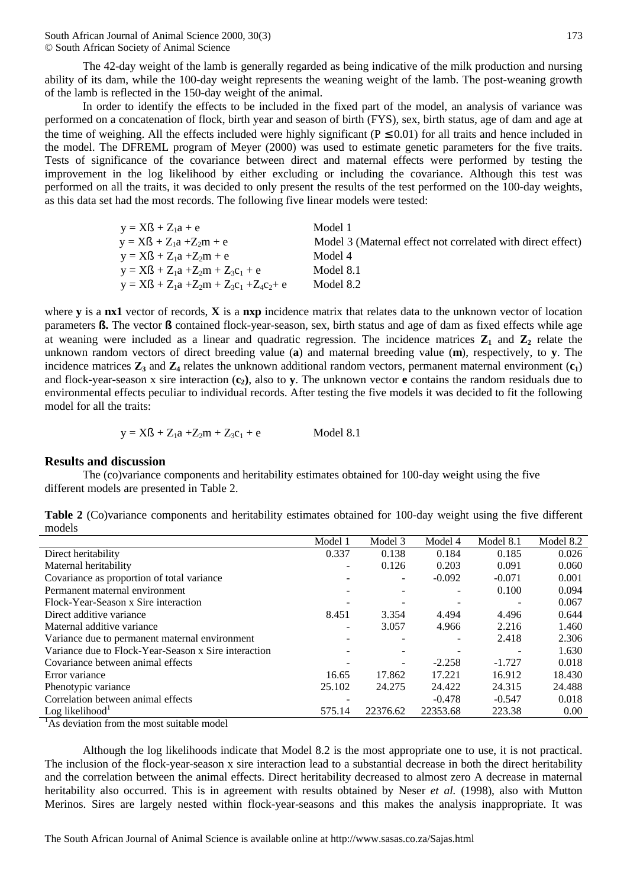The 42-day weight of the lamb is generally regarded as being indicative of the milk production and nursing ability of its dam, while the 100-day weight represents the weaning weight of the lamb. The post-weaning growth of the lamb is reflected in the 150-day weight of the animal.

In order to identify the effects to be included in the fixed part of the model, an analysis of variance was performed on a concatenation of flock, birth year and season of birth (FYS), sex, birth status, age of dam and age at the time of weighing. All the effects included were highly significant ($P \leq 0.01$) for all traits and hence included in the model. The DFREML program of Meyer (2000) was used to estimate genetic parameters for the five traits. Tests of significance of the covariance between direct and maternal effects were performed by testing the improvement in the log likelihood by either excluding or including the covariance. Although this test was performed on all the traits, it was decided to only present the results of the test performed on the 100-day weights, as this data set had the most records. The following five linear models were tested:

| | |
|---|---|
| $y = Xß + Z_1a + e$ | Model 1 |
| $y = Xß + Z_1a + Z_2m + e$ | Model 3 (Maternal effect not correlated with direct effect) |
| $y = Xß + Z_1a + Z_2m + e$ | Model 4 |
| $y = Xß + Z_1a + Z_2m + Z_3c_1 + e$ | Model 8.1 |
| $y = Xß + Z_1a + Z_2m + Z_3c_1 + Z_4c_2 + e$ | Model 8.2 |

where **y** is a **nx1** vector of records, **X** is a **nxp** incidence matrix that relates data to the unknown vector of location parameters **ß.** The vector **ß** contained flock-year-season, sex, birth status and age of dam as fixed effects while age at weaning were included as a linear and quadratic regression. The incidence matrices $\mathbf{Z_1}$ and $\mathbf{Z_2}$ relate the unknown random vectors of direct breeding value (**a**) and maternal breeding value (**m**), respectively, to **y**. The incidence matrices $\mathbf{Z_3}$ and $\mathbf{Z_4}$ relates the unknown additional random vectors, permanent maternal environment ($\mathbf{c_1}$) and flock-year-season x sire interaction ($\mathbf{c_2}$), also to **y**. The unknown vector **e** contains the random residuals due to environmental effects peculiar to individual records. After testing the five models it was decided to fit the following model for all the traits:

$$y = Xß + Z_1a + Z_2m + Z_3c_1 + e \qquad \text{Model 8.1}$$

## Results and discussion

The (co)variance components and heritability estimates obtained for 100-day weight using the five different models are presented in Table 2.

**Table 2** (Co)variance components and heritability estimates obtained for 100-day weight using the five different models

| | Model 1 | Model 3 | Model 4 | Model 8.1 | Model 8.2 |
|---|---|---|---|---|---|
| Direct heritability | 0.337 | 0.138 | 0.184 | 0.185 | 0.026 |
| Maternal heritability | - | 0.126 | 0.203 | 0.091 | 0.060 |
| Covariance as proportion of total variance | - | - | -0.092 | -0.071 | 0.001 |
| Permanent maternal environment | - | - | - | 0.100 | 0.094 |
| Flock-Year-Season x Sire interaction | - | - | - | - | 0.067 |
| Direct additive variance | 8.451 | 3.354 | 4.494 | 4.496 | 0.644 |
| Maternal additive variance | - | 3.057 | 4.966 | 2.216 | 1.460 |
| Variance due to permanent maternal environment | - | - | - | 2.418 | 2.306 |
| Variance due to Flock-Year-Season x Sire interaction | - | - | - | - | 1.630 |
| Covariance between animal effects | - | - | -2.258 | -1.727 | 0.018 |
| Error variance | 16.65 | 17.862 | 17.221 | 16.912 | 18.430 |
| Phenotypic variance | 25.102 | 24.275 | 24.422 | 24.315 | 24.488 |
| Correlation between animal effects | - | | -0.478 | -0.547 | 0.018 |
| Log likelihood[1] | 575.14 | 22376.62 | 22353.68 | 223.38 | 0.00 |

[1]As deviation from the most suitable model

Although the log likelihoods indicate that Model 8.2 is the most appropriate one to use, it is not practical. The inclusion of the flock-year-season x sire interaction lead to a substantial decrease in both the direct heritability and the correlation between the animal effects. Direct heritability decreased to almost zero A decrease in maternal heritability also occurred. This is in agreement with results obtained by Neser *et al.* (1998), also with Mutton Merinos. Sires are largely nested within flock-year-seasons and this makes the analysis inappropriate. It was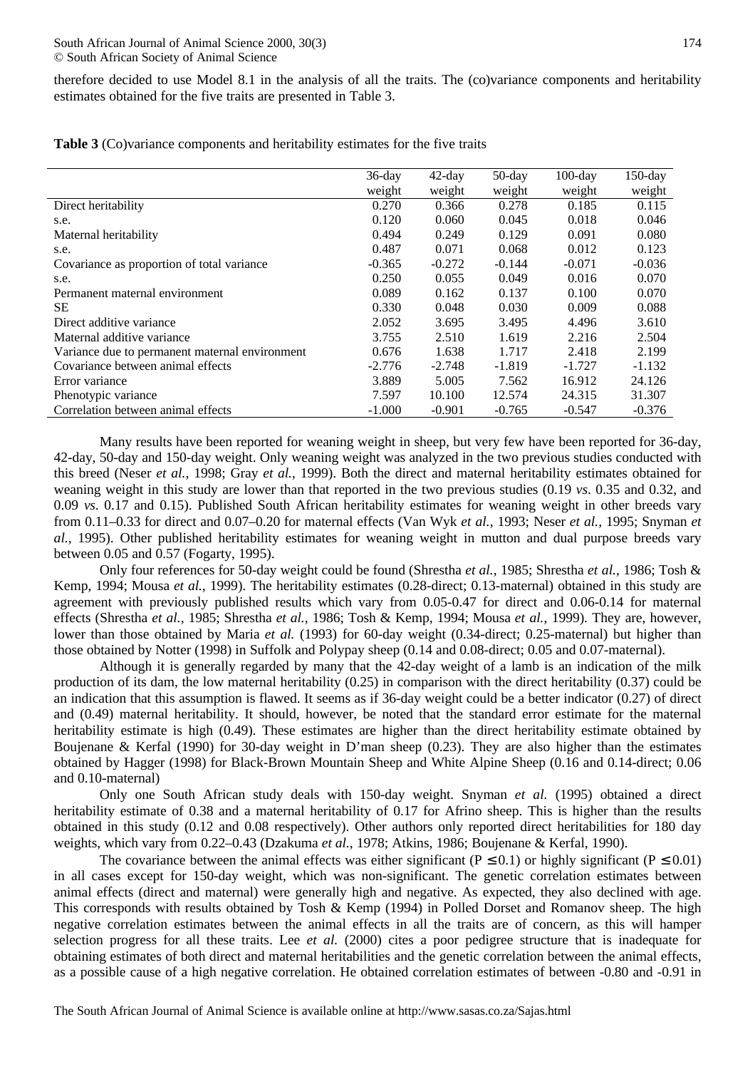therefore decided to use Model 8.1 in the analysis of all the traits. The (co)variance components and heritability estimates obtained for the five traits are presented in Table 3.

**Table 3** (Co)variance components and heritability estimates for the five traits

| | 36-day weight | 42-day weight | 50-day weight | 100-day weight | 150-day weight |
|---|---|---|---|---|---|
| Direct heritability | 0.270 | 0.366 | 0.278 | 0.185 | 0.115 |
| s.e. | 0.120 | 0.060 | 0.045 | 0.018 | 0.046 |
| Maternal heritability | 0.494 | 0.249 | 0.129 | 0.091 | 0.080 |
| s.e. | 0.487 | 0.071 | 0.068 | 0.012 | 0.123 |
| Covariance as proportion of total variance | -0.365 | -0.272 | -0.144 | -0.071 | -0.036 |
| s.e. | 0.250 | 0.055 | 0.049 | 0.016 | 0.070 |
| Permanent maternal environment | 0.089 | 0.162 | 0.137 | 0.100 | 0.070 |
| SE | 0.330 | 0.048 | 0.030 | 0.009 | 0.088 |
| Direct additive variance | 2.052 | 3.695 | 3.495 | 4.496 | 3.610 |
| Maternal additive variance | 3.755 | 2.510 | 1.619 | 2.216 | 2.504 |
| Variance due to permanent maternal environment | 0.676 | 1.638 | 1.717 | 2.418 | 2.199 |
| Covariance between animal effects | -2.776 | -2.748 | -1.819 | -1.727 | -1.132 |
| Error variance | 3.889 | 5.005 | 7.562 | 16.912 | 24.126 |
| Phenotypic variance | 7.597 | 10.100 | 12.574 | 24.315 | 31.307 |
| Correlation between animal effects | -1.000 | -0.901 | -0.765 | -0.547 | -0.376 |

Many results have been reported for weaning weight in sheep, but very few have been reported for 36-day, 42-day, 50-day and 150-day weight. Only weaning weight was analyzed in the two previous studies conducted with this breed (Neser *et al.*, 1998; Gray *et al.*, 1999). Both the direct and maternal heritability estimates obtained for weaning weight in this study are lower than that reported in the two previous studies (0.19 *vs.* 0.35 and 0.32, and 0.09 *vs.* 0.17 and 0.15). Published South African heritability estimates for weaning weight in other breeds vary from 0.11–0.33 for direct and 0.07–0.20 for maternal effects (Van Wyk *et al.*, 1993; Neser *et al.*, 1995; Snyman *et al.*, 1995). Other published heritability estimates for weaning weight in mutton and dual purpose breeds vary between 0.05 and 0.57 (Fogarty, 1995).

Only four references for 50-day weight could be found (Shrestha *et al.*, 1985; Shrestha *et al.*, 1986; Tosh & Kemp, 1994; Mousa *et al.*, 1999). The heritability estimates (0.28-direct; 0.13-maternal) obtained in this study are agreement with previously published results which vary from 0.05-0.47 for direct and 0.06-0.14 for maternal effects (Shrestha *et al.*, 1985; Shrestha *et al.*, 1986; Tosh & Kemp, 1994; Mousa *et al.*, 1999). They are, however, lower than those obtained by Maria *et al.* (1993) for 60-day weight (0.34-direct; 0.25-maternal) but higher than those obtained by Notter (1998) in Suffolk and Polypay sheep (0.14 and 0.08-direct; 0.05 and 0.07-maternal).

Although it is generally regarded by many that the 42-day weight of a lamb is an indication of the milk production of its dam, the low maternal heritability (0.25) in comparison with the direct heritability (0.37) could be an indication that this assumption is flawed. It seems as if 36-day weight could be a better indicator (0.27) of direct and (0.49) maternal heritability. It should, however, be noted that the standard error estimate for the maternal heritability estimate is high (0.49). These estimates are higher than the direct heritability estimate obtained by Boujenane & Kerfal (1990) for 30-day weight in D'man sheep (0.23). They are also higher than the estimates obtained by Hagger (1998) for Black-Brown Mountain Sheep and White Alpine Sheep (0.16 and 0.14-direct; 0.06 and 0.10-maternal)

Only one South African study deals with 150-day weight. Snyman *et al.* (1995) obtained a direct heritability estimate of 0.38 and a maternal heritability of 0.17 for Afrino sheep. This is higher than the results obtained in this study (0.12 and 0.08 respectively). Other authors only reported direct heritabilities for 180 day weights, which vary from 0.22–0.43 (Dzakuma *et al.*, 1978; Atkins, 1986; Boujenane & Kerfal, 1990).

The covariance between the animal effects was either significant ($P \leq 0.1$) or highly significant ($P \leq 0.01$) in all cases except for 150-day weight, which was non-significant. The genetic correlation estimates between animal effects (direct and maternal) were generally high and negative. As expected, they also declined with age. This corresponds with results obtained by Tosh & Kemp (1994) in Polled Dorset and Romanov sheep. The high negative correlation estimates between the animal effects in all the traits are of concern, as this will hamper selection progress for all these traits. Lee *et al.* (2000) cites a poor pedigree structure that is inadequate for obtaining estimates of both direct and maternal heritabilities and the genetic correlation between the animal effects, as a possible cause of a high negative correlation. He obtained correlation estimates of between -0.80 and -0.91 in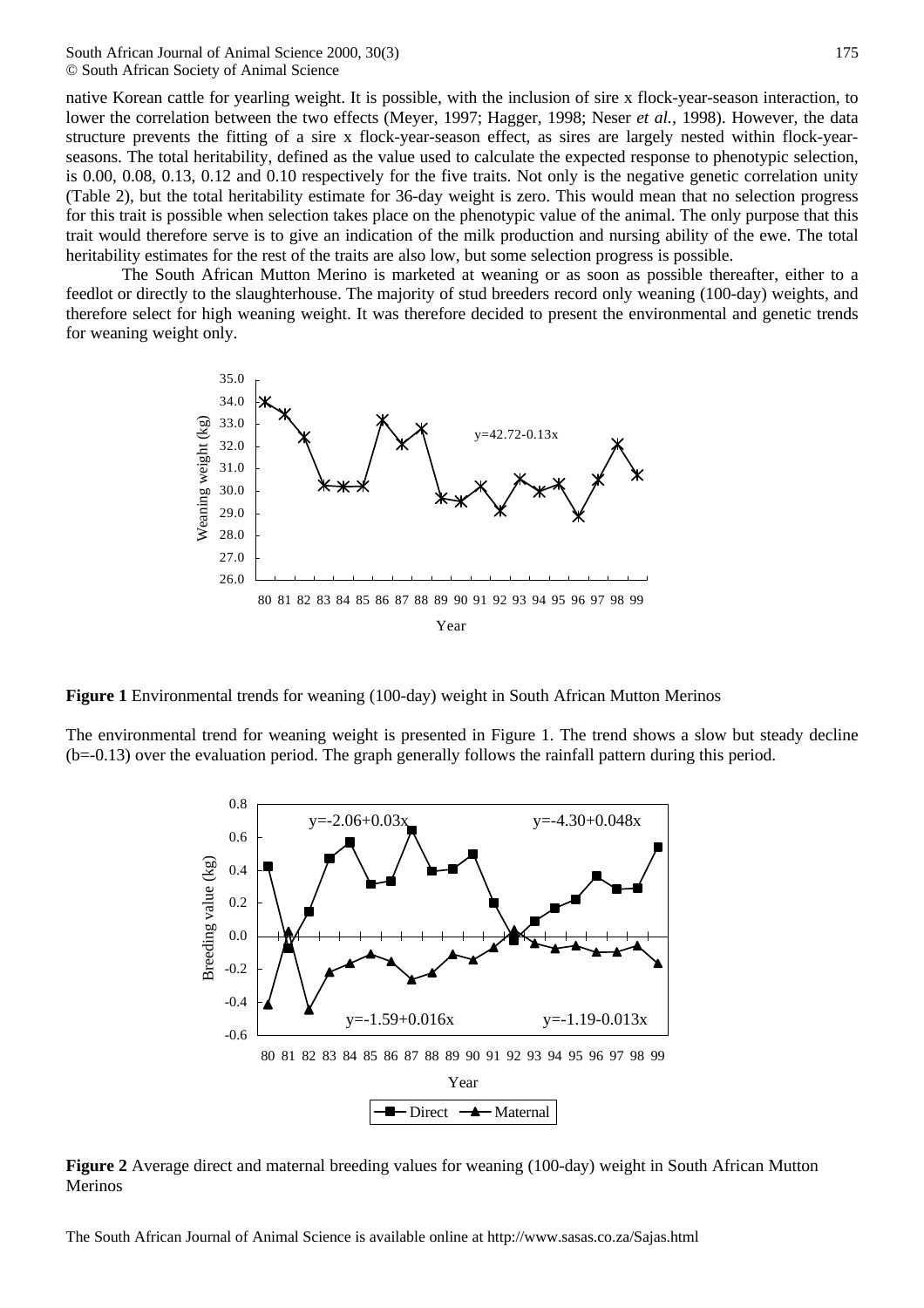native Korean cattle for yearling weight. It is possible, with the inclusion of sire x flock-year-season interaction, to lower the correlation between the two effects (Meyer, 1997; Hagger, 1998; Neser *et al.*, 1998). However, the data structure prevents the fitting of a sire x flock-year-season effect, as sires are largely nested within flock-year-seasons. The total heritability, defined as the value used to calculate the expected response to phenotypic selection, is 0.00, 0.08, 0.13, 0.12 and 0.10 respectively for the five traits. Not only is the negative genetic correlation unity (Table 2), but the total heritability estimate for 36-day weight is zero. This would mean that no selection progress for this trait is possible when selection takes place on the phenotypic value of the animal. The only purpose that this trait would therefore serve is to give an indication of the milk production and nursing ability of the ewe. The total heritability estimates for the rest of the traits are also low, but some selection progress is possible.

The South African Mutton Merino is marketed at weaning or as soon as possible thereafter, either to a feedlot or directly to the slaughterhouse. The majority of stud breeders record only weaning (100-day) weights, and therefore select for high weaning weight. It was therefore decided to present the environmental and genetic trends for weaning weight only.

**Figure 1** Environmental trends for weaning (100-day) weight in South African Mutton Merinos

The environmental trend for weaning weight is presented in Figure 1. The trend shows a slow but steady decline (b=-0.13) over the evaluation period. The graph generally follows the rainfall pattern during this period.

**Figure 2** Average direct and maternal breeding values for weaning (100-day) weight in South African Mutton Merinos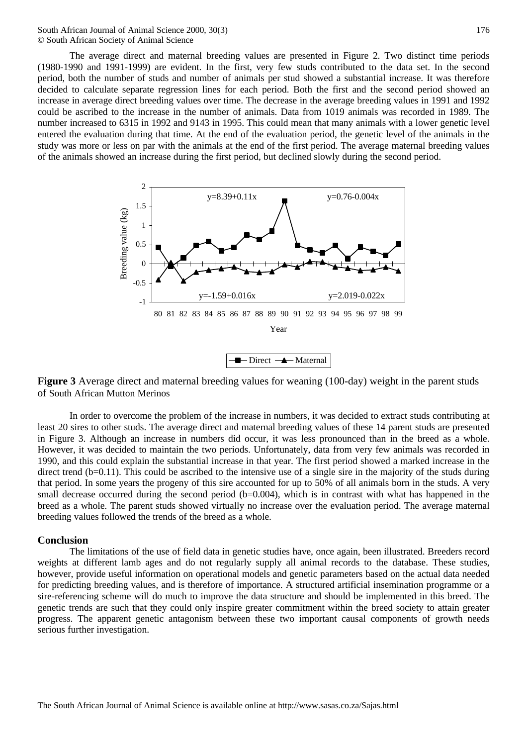The average direct and maternal breeding values are presented in Figure 2. Two distinct time periods (1980-1990 and 1991-1999) are evident. In the first, very few studs contributed to the data set. In the second period, both the number of studs and number of animals per stud showed a substantial increase. It was therefore decided to calculate separate regression lines for each period. Both the first and the second period showed an increase in average direct breeding values over time. The decrease in the average breeding values in 1991 and 1992 could be ascribed to the increase in the number of animals. Data from 1019 animals was recorded in 1989. The number increased to 6315 in 1992 and 9143 in 1995. This could mean that many animals with a lower genetic level entered the evaluation during that time. At the end of the evaluation period, the genetic level of the animals in the study was more or less on par with the animals at the end of the first period. The average maternal breeding values of the animals showed an increase during the first period, but declined slowly during the second period.

**Figure 3** Average direct and maternal breeding values for weaning (100-day) weight in the parent studs of South African Mutton Merinos

In order to overcome the problem of the increase in numbers, it was decided to extract studs contributing at least 20 sires to other studs. The average direct and maternal breeding values of these 14 parent studs are presented in Figure 3. Although an increase in numbers did occur, it was less pronounced than in the breed as a whole. However, it was decided to maintain the two periods. Unfortunately, data from very few animals was recorded in 1990, and this could explain the substantial increase in that year. The first period showed a marked increase in the direct trend (b=0.11). This could be ascribed to the intensive use of a single sire in the majority of the studs during that period. In some years the progeny of this sire accounted for up to 50% of all animals born in the studs. A very small decrease occurred during the second period (b=0.004), which is in contrast with what has happened in the breed as a whole. The parent studs showed virtually no increase over the evaluation period. The average maternal breeding values followed the trends of the breed as a whole.

## Conclusion

The limitations of the use of field data in genetic studies have, once again, been illustrated. Breeders record weights at different lamb ages and do not regularly supply all animal records to the database. These studies, however, provide useful information on operational models and genetic parameters based on the actual data needed for predicting breeding values, and is therefore of importance. A structured artificial insemination programme or a sire-referencing scheme will do much to improve the data structure and should be implemented in this breed. The genetic trends are such that they could only inspire greater commitment within the breed society to attain greater progress. The apparent genetic antagonism between these two important causal components of growth needs serious further investigation.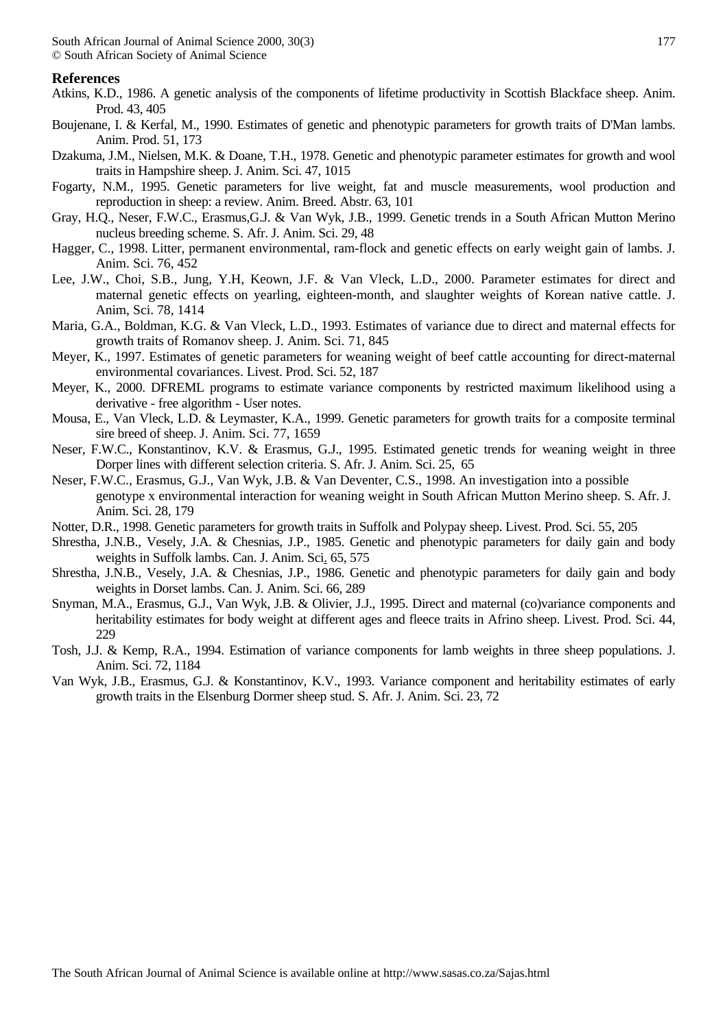## References

Atkins, K.D., 1986. A genetic analysis of the components of lifetime productivity in Scottish Blackface sheep. Anim. Prod. 43, 405

Boujenane, I. & Kerfal, M., 1990. Estimates of genetic and phenotypic parameters for growth traits of D'Man lambs. Anim. Prod. 51, 173

Dzakuma, J.M., Nielsen, M.K. & Doane, T.H., 1978. Genetic and phenotypic parameter estimates for growth and wool traits in Hampshire sheep. J. Anim. Sci. 47, 1015

Fogarty, N.M., 1995. Genetic parameters for live weight, fat and muscle measurements, wool production and reproduction in sheep: a review. Anim. Breed. Abstr. 63, 101

Gray, H.Q., Neser, F.W.C., Erasmus,G.J. & Van Wyk, J.B., 1999. Genetic trends in a South African Mutton Merino nucleus breeding scheme. S. Afr. J. Anim. Sci. 29, 48

Hagger, C., 1998. Litter, permanent environmental, ram-flock and genetic effects on early weight gain of lambs. J. Anim. Sci. 76, 452

Lee, J.W., Choi, S.B., Jung, Y.H, Keown, J.F. & Van Vleck, L.D., 2000. Parameter estimates for direct and maternal genetic effects on yearling, eighteen-month, and slaughter weights of Korean native cattle. J. Anim, Sci. 78, 1414

Maria, G.A., Boldman, K.G. & Van Vleck, L.D., 1993. Estimates of variance due to direct and maternal effects for growth traits of Romanov sheep. J. Anim. Sci. 71, 845

Meyer, K., 1997. Estimates of genetic parameters for weaning weight of beef cattle accounting for direct-maternal environmental covariances. Livest. Prod. Sci. 52, 187

Meyer, K., 2000. DFREML programs to estimate variance components by restricted maximum likelihood using a derivative - free algorithm - User notes.

Mousa, E., Van Vleck, L.D. & Leymaster, K.A., 1999. Genetic parameters for growth traits for a composite terminal sire breed of sheep. J. Anim. Sci. 77, 1659

Neser, F.W.C., Konstantinov, K.V. & Erasmus, G.J., 1995. Estimated genetic trends for weaning weight in three Dorper lines with different selection criteria. S. Afr. J. Anim. Sci. 25, 65

Neser, F.W.C., Erasmus, G.J., Van Wyk, J.B. & Van Deventer, C.S., 1998. An investigation into a possible genotype x environmental interaction for weaning weight in South African Mutton Merino sheep. S. Afr. J. Anim. Sci. 28, 179

Notter, D.R., 1998. Genetic parameters for growth traits in Suffolk and Polypay sheep. Livest. Prod. Sci. 55, 205

Shrestha, J.N.B., Vesely, J.A. & Chesnias, J.P., 1985. Genetic and phenotypic parameters for daily gain and body weights in Suffolk lambs. Can. J. Anim. Sci. 65, 575

Shrestha, J.N.B., Vesely, J.A. & Chesnias, J.P., 1986. Genetic and phenotypic parameters for daily gain and body weights in Dorset lambs. Can. J. Anim. Sci. 66, 289

Snyman, M.A., Erasmus, G.J., Van Wyk, J.B. & Olivier, J.J., 1995. Direct and maternal (co)variance components and heritability estimates for body weight at different ages and fleece traits in Afrino sheep. Livest. Prod. Sci. 44, 229

Tosh, J.J. & Kemp, R.A., 1994. Estimation of variance components for lamb weights in three sheep populations. J. Anim. Sci. 72, 1184

Van Wyk, J.B., Erasmus, G.J. & Konstantinov, K.V., 1993. Variance component and heritability estimates of early growth traits in the Elsenburg Dormer sheep stud. S. Afr. J. Anim. Sci. 23, 72